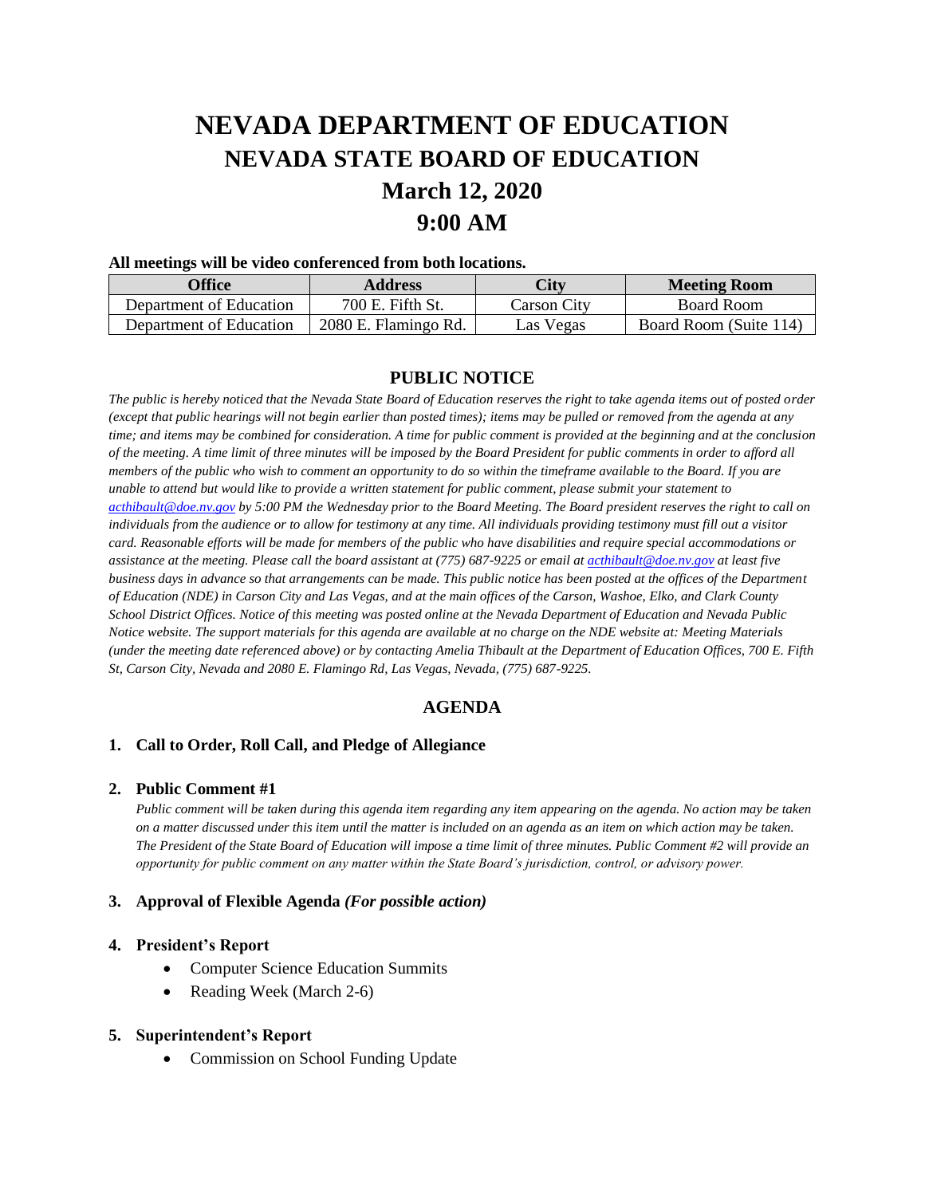# NEVADA DEPARTMENT OF EDUCATION

## NEVADA STATE BOARD OF EDUCATION

## March 12, 2020

## 9:00 AM

**All meetings will be video conferenced from both locations.**

| Office | Address | City | Meeting Room |
|---|---|---|---|
| Department of Education | 700 E. Fifth St. | Carson City | Board Room |
| Department of Education | 2080 E. Flamingo Rd. | Las Vegas | Board Room (Suite 114) |

### PUBLIC NOTICE

*The public is hereby noticed that the Nevada State Board of Education reserves the right to take agenda items out of posted order (except that public hearings will not begin earlier than posted times); items may be pulled or removed from the agenda at any time; and items may be combined for consideration. A time for public comment is provided at the beginning and at the conclusion of the meeting. A time limit of three minutes will be imposed by the Board President for public comments in order to afford all members of the public who wish to comment an opportunity to do so within the timeframe available to the Board. If you are unable to attend but would like to provide a written statement for public comment, please submit your statement to [acthibault@doe.nv.gov](mailto:acthibault@doe.nv.gov) by 5:00 PM the Wednesday prior to the Board Meeting. The Board president reserves the right to call on individuals from the audience or to allow for testimony at any time. All individuals providing testimony must fill out a visitor card. Reasonable efforts will be made for members of the public who have disabilities and require special accommodations or assistance at the meeting. Please call the board assistant at (775) 687-9225 or email at [acthibault@doe.nv.gov](mailto:acthibault@doe.nv.gov) at least five business days in advance so that arrangements can be made. This public notice has been posted at the offices of the Department of Education (NDE) in Carson City and Las Vegas, and at the main offices of the Carson, Washoe, Elko, and Clark County School District Offices. Notice of this meeting was posted online at the Nevada Department of Education and Nevada Public Notice website. The support materials for this agenda are available at no charge on the NDE website at: Meeting Materials (under the meeting date referenced above) or by contacting Amelia Thibault at the Department of Education Offices, 700 E. Fifth St, Carson City, Nevada and 2080 E. Flamingo Rd, Las Vegas, Nevada, (775) 687-9225.*

### AGENDA

**1. Call to Order, Roll Call, and Pledge of Allegiance**

**2. Public Comment #1**

*Public comment will be taken during this agenda item regarding any item appearing on the agenda. No action may be taken on a matter discussed under this item until the matter is included on an agenda as an item on which action may be taken. The President of the State Board of Education will impose a time limit of three minutes. Public Comment #2 will provide an opportunity for public comment on any matter within the State Board's jurisdiction, control, or advisory power.*

**3. Approval of Flexible Agenda *(For possible action)***

**4. President's Report**

- Computer Science Education Summits
- Reading Week (March 2-6)

**5. Superintendent's Report**

- Commission on School Funding Update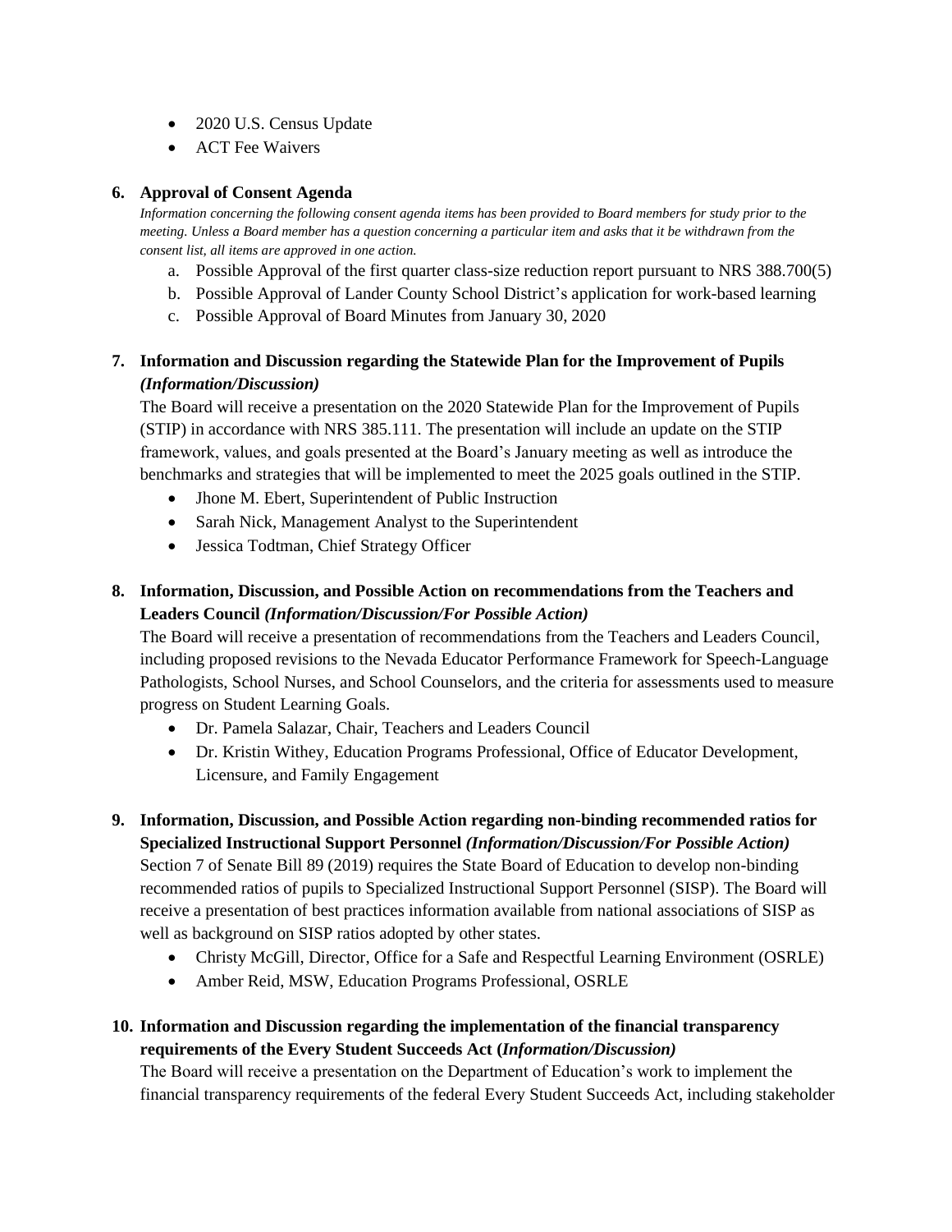- 2020 U.S. Census Update
- ACT Fee Waivers

**6. Approval of Consent Agenda**

*Information concerning the following consent agenda items has been provided to Board members for study prior to the meeting. Unless a Board member has a question concerning a particular item and asks that it be withdrawn from the consent list, all items are approved in one action.*

a. Possible Approval of the first quarter class-size reduction report pursuant to NRS 388.700(5)
b. Possible Approval of Lander County School District's application for work-based learning
c. Possible Approval of Board Minutes from January 30, 2020

**7. Information and Discussion regarding the Statewide Plan for the Improvement of Pupils *(Information/Discussion)***

The Board will receive a presentation on the 2020 Statewide Plan for the Improvement of Pupils (STIP) in accordance with NRS 385.111. The presentation will include an update on the STIP framework, values, and goals presented at the Board's January meeting as well as introduce the benchmarks and strategies that will be implemented to meet the 2025 goals outlined in the STIP.

- Jhone M. Ebert, Superintendent of Public Instruction
- Sarah Nick, Management Analyst to the Superintendent
- Jessica Todtman, Chief Strategy Officer

**8. Information, Discussion, and Possible Action on recommendations from the Teachers and Leaders Council *(Information/Discussion/For Possible Action)***

The Board will receive a presentation of recommendations from the Teachers and Leaders Council, including proposed revisions to the Nevada Educator Performance Framework for Speech-Language Pathologists, School Nurses, and School Counselors, and the criteria for assessments used to measure progress on Student Learning Goals.

- Dr. Pamela Salazar, Chair, Teachers and Leaders Council
- Dr. Kristin Withey, Education Programs Professional, Office of Educator Development, Licensure, and Family Engagement

**9. Information, Discussion, and Possible Action regarding non-binding recommended ratios for Specialized Instructional Support Personnel *(Information/Discussion/For Possible Action)***

Section 7 of Senate Bill 89 (2019) requires the State Board of Education to develop non-binding recommended ratios of pupils to Specialized Instructional Support Personnel (SISP). The Board will receive a presentation of best practices information available from national associations of SISP as well as background on SISP ratios adopted by other states.

- Christy McGill, Director, Office for a Safe and Respectful Learning Environment (OSRLE)
- Amber Reid, MSW, Education Programs Professional, OSRLE

**10. Information and Discussion regarding the implementation of the financial transparency requirements of the Every Student Succeeds Act (*Information/Discussion)***

The Board will receive a presentation on the Department of Education's work to implement the financial transparency requirements of the federal Every Student Succeeds Act, including stakeholder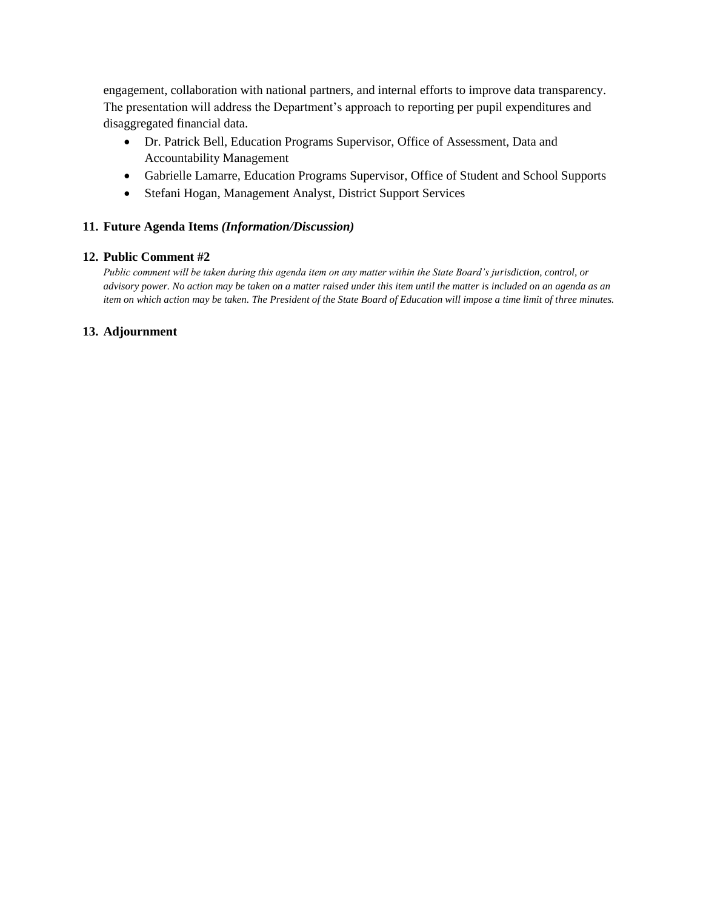engagement, collaboration with national partners, and internal efforts to improve data transparency. The presentation will address the Department's approach to reporting per pupil expenditures and disaggregated financial data.

- Dr. Patrick Bell, Education Programs Supervisor, Office of Assessment, Data and Accountability Management
- Gabrielle Lamarre, Education Programs Supervisor, Office of Student and School Supports
- Stefani Hogan, Management Analyst, District Support Services

**11. Future Agenda Items *(Information/Discussion)***

**12. Public Comment #2**

*Public comment will be taken during this agenda item on any matter within the State Board's jurisdiction, control, or advisory power. No action may be taken on a matter raised under this item until the matter is included on an agenda as an item on which action may be taken. The President of the State Board of Education will impose a time limit of three minutes.*

**13. Adjournment**